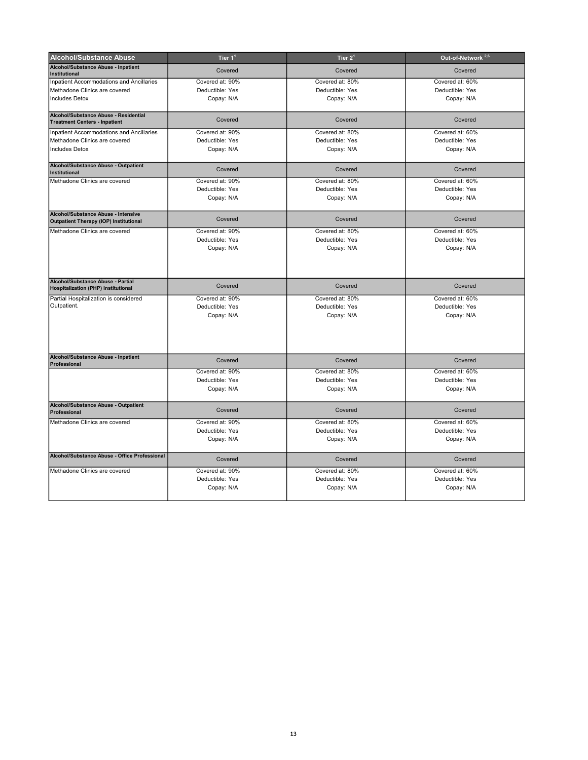| Alcohol/Substance Abuse | Tier 1[1] | Tier 2[1] | Out-of-Network [2,6] |
|---|---|---|---|
| **Alcohol/Substance Abuse - Inpatient Institutional** | Covered | Covered | Covered |
| Inpatient Accommodations and Ancillaries<br>Methadone Clinics are covered<br>Includes Detox | Covered at: 90%<br>Deductible: Yes<br>Copay: N/A | Covered at: 80%<br>Deductible: Yes<br>Copay: N/A | Covered at: 60%<br>Deductible: Yes<br>Copay: N/A |
| **Alcohol/Substance Abuse - Residential Treatment Centers - Inpatient** | Covered | Covered | Covered |
| Inpatient Accommodations and Ancillaries<br>Methadone Clinics are covered<br>Includes Detox | Covered at: 90%<br>Deductible: Yes<br>Copay: N/A | Covered at: 80%<br>Deductible: Yes<br>Copay: N/A | Covered at: 60%<br>Deductible: Yes<br>Copay: N/A |
| **Alcohol/Substance Abuse - Outpatient Institutional** | Covered | Covered | Covered |
| Methadone Clinics are covered | Covered at: 90%<br>Deductible: Yes<br>Copay: N/A | Covered at: 80%<br>Deductible: Yes<br>Copay: N/A | Covered at: 60%<br>Deductible: Yes<br>Copay: N/A |
| **Alcohol/Substance Abuse - Intensive Outpatient Therapy (IOP) Institutional** | Covered | Covered | Covered |
| Methadone Clinics are covered | Covered at: 90%<br>Deductible: Yes<br>Copay: N/A | Covered at: 80%<br>Deductible: Yes<br>Copay: N/A | Covered at: 60%<br>Deductible: Yes<br>Copay: N/A |
| **Alcohol/Substance Abuse - Partial Hospitalization (PHP) Institutional** | Covered | Covered | Covered |
| Partial Hospitalization is considered Outpatient. | Covered at: 90%<br>Deductible: Yes<br>Copay: N/A | Covered at: 80%<br>Deductible: Yes<br>Copay: N/A | Covered at: 60%<br>Deductible: Yes<br>Copay: N/A |
| **Alcohol/Substance Abuse - Inpatient Professional** | Covered | Covered | Covered |
| | Covered at: 90%<br>Deductible: Yes<br>Copay: N/A | Covered at: 80%<br>Deductible: Yes<br>Copay: N/A | Covered at: 60%<br>Deductible: Yes<br>Copay: N/A |
| **Alcohol/Substance Abuse - Outpatient Professional** | Covered | Covered | Covered |
| Methadone Clinics are covered | Covered at: 90%<br>Deductible: Yes<br>Copay: N/A | Covered at: 80%<br>Deductible: Yes<br>Copay: N/A | Covered at: 60%<br>Deductible: Yes<br>Copay: N/A |
| **Alcohol/Substance Abuse - Office Professional** | Covered | Covered | Covered |
| Methadone Clinics are covered | Covered at: 90%<br>Deductible: Yes<br>Copay: N/A | Covered at: 80%<br>Deductible: Yes<br>Copay: N/A | Covered at: 60%<br>Deductible: Yes<br>Copay: N/A |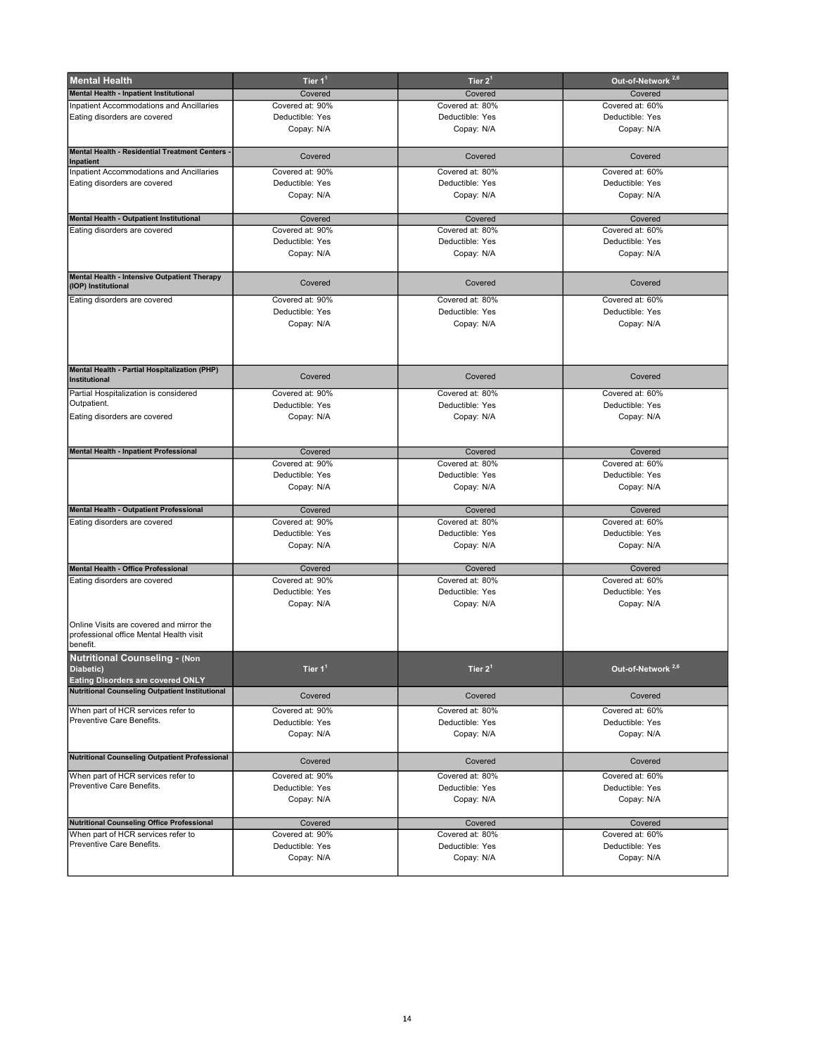| Mental Health | Tier 1[1] | Tier 2[1] | Out-of-Network [2,6] |
|---|---|---|---|
| **Mental Health - Inpatient Institutional** | Covered | Covered | Covered |
| Inpatient Accommodations and Ancillaries<br>Eating disorders are covered | Covered at: 90%<br>Deductible: Yes<br>Copay: N/A | Covered at: 80%<br>Deductible: Yes<br>Copay: N/A | Covered at: 60%<br>Deductible: Yes<br>Copay: N/A |
| **Mental Health - Residential Treatment Centers - Inpatient** | Covered | Covered | Covered |
| Inpatient Accommodations and Ancillaries<br>Eating disorders are covered | Covered at: 90%<br>Deductible: Yes<br>Copay: N/A | Covered at: 80%<br>Deductible: Yes<br>Copay: N/A | Covered at: 60%<br>Deductible: Yes<br>Copay: N/A |
| **Mental Health - Outpatient Institutional** | Covered | Covered | Covered |
| Eating disorders are covered | Covered at: 90%<br>Deductible: Yes<br>Copay: N/A | Covered at: 80%<br>Deductible: Yes<br>Copay: N/A | Covered at: 60%<br>Deductible: Yes<br>Copay: N/A |
| **Mental Health - Intensive Outpatient Therapy (IOP) Institutional** | Covered | Covered | Covered |
| Eating disorders are covered | Covered at: 90%<br>Deductible: Yes<br>Copay: N/A | Covered at: 80%<br>Deductible: Yes<br>Copay: N/A | Covered at: 60%<br>Deductible: Yes<br>Copay: N/A |
| **Mental Health - Partial Hospitalization (PHP) Institutional** | Covered | Covered | Covered |
| Partial Hospitalization is considered Outpatient.<br>Eating disorders are covered | Covered at: 90%<br>Deductible: Yes<br>Copay: N/A | Covered at: 80%<br>Deductible: Yes<br>Copay: N/A | Covered at: 60%<br>Deductible: Yes<br>Copay: N/A |
| **Mental Health - Inpatient Professional** | Covered | Covered | Covered |
| | Covered at: 90%<br>Deductible: Yes<br>Copay: N/A | Covered at: 80%<br>Deductible: Yes<br>Copay: N/A | Covered at: 60%<br>Deductible: Yes<br>Copay: N/A |
| **Mental Health - Outpatient Professional** | Covered | Covered | Covered |
| Eating disorders are covered | Covered at: 90%<br>Deductible: Yes<br>Copay: N/A | Covered at: 80%<br>Deductible: Yes<br>Copay: N/A | Covered at: 60%<br>Deductible: Yes<br>Copay: N/A |
| **Mental Health - Office Professional** | Covered | Covered | Covered |
| Eating disorders are covered<br><br>Online Visits are covered and mirror the professional office Mental Health visit benefit. | Covered at: 90%<br>Deductible: Yes<br>Copay: N/A | Covered at: 80%<br>Deductible: Yes<br>Copay: N/A | Covered at: 60%<br>Deductible: Yes<br>Copay: N/A |

| Nutritional Counseling - (Non Diabetic)<br>Eating Disorders are covered ONLY | Tier 1[1] | Tier 2[1] | Out-of-Network [2,6] |
|---|---|---|---|
| **Nutritional Counseling Outpatient Institutional** | Covered | Covered | Covered |
| When part of HCR services refer to Preventive Care Benefits. | Covered at: 90%<br>Deductible: Yes<br>Copay: N/A | Covered at: 80%<br>Deductible: Yes<br>Copay: N/A | Covered at: 60%<br>Deductible: Yes<br>Copay: N/A |
| **Nutritional Counseling Outpatient Professional** | Covered | Covered | Covered |
| When part of HCR services refer to Preventive Care Benefits. | Covered at: 90%<br>Deductible: Yes<br>Copay: N/A | Covered at: 80%<br>Deductible: Yes<br>Copay: N/A | Covered at: 60%<br>Deductible: Yes<br>Copay: N/A |
| **Nutritional Counseling Office Professional** | Covered | Covered | Covered |
| When part of HCR services refer to Preventive Care Benefits. | Covered at: 90%<br>Deductible: Yes<br>Copay: N/A | Covered at: 80%<br>Deductible: Yes<br>Copay: N/A | Covered at: 60%<br>Deductible: Yes<br>Copay: N/A |